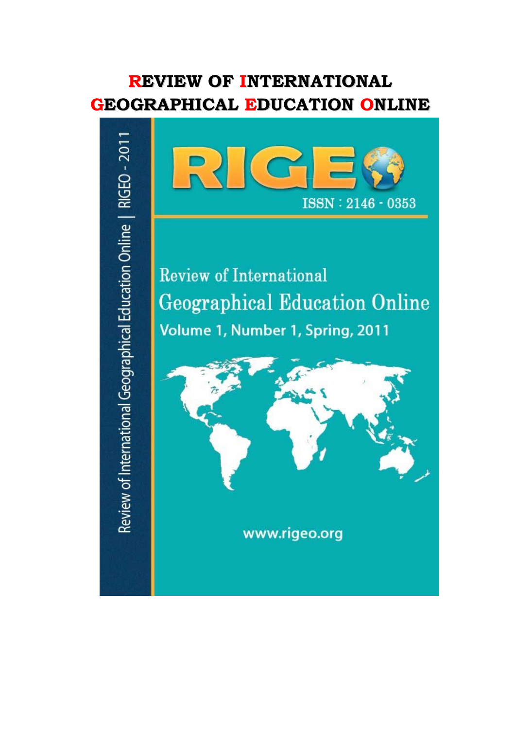# REVIEW OF INTERNATIONAL GEOGRAPHICAL EDUCATION ONLINE

Review of International Geographical Education Online | RIGEO - 2011

RIGEO

ISSN : 2146 - 0353

Review of International
Geographical Education Online
Volume 1, Number 1, Spring, 2011

www.rigeo.org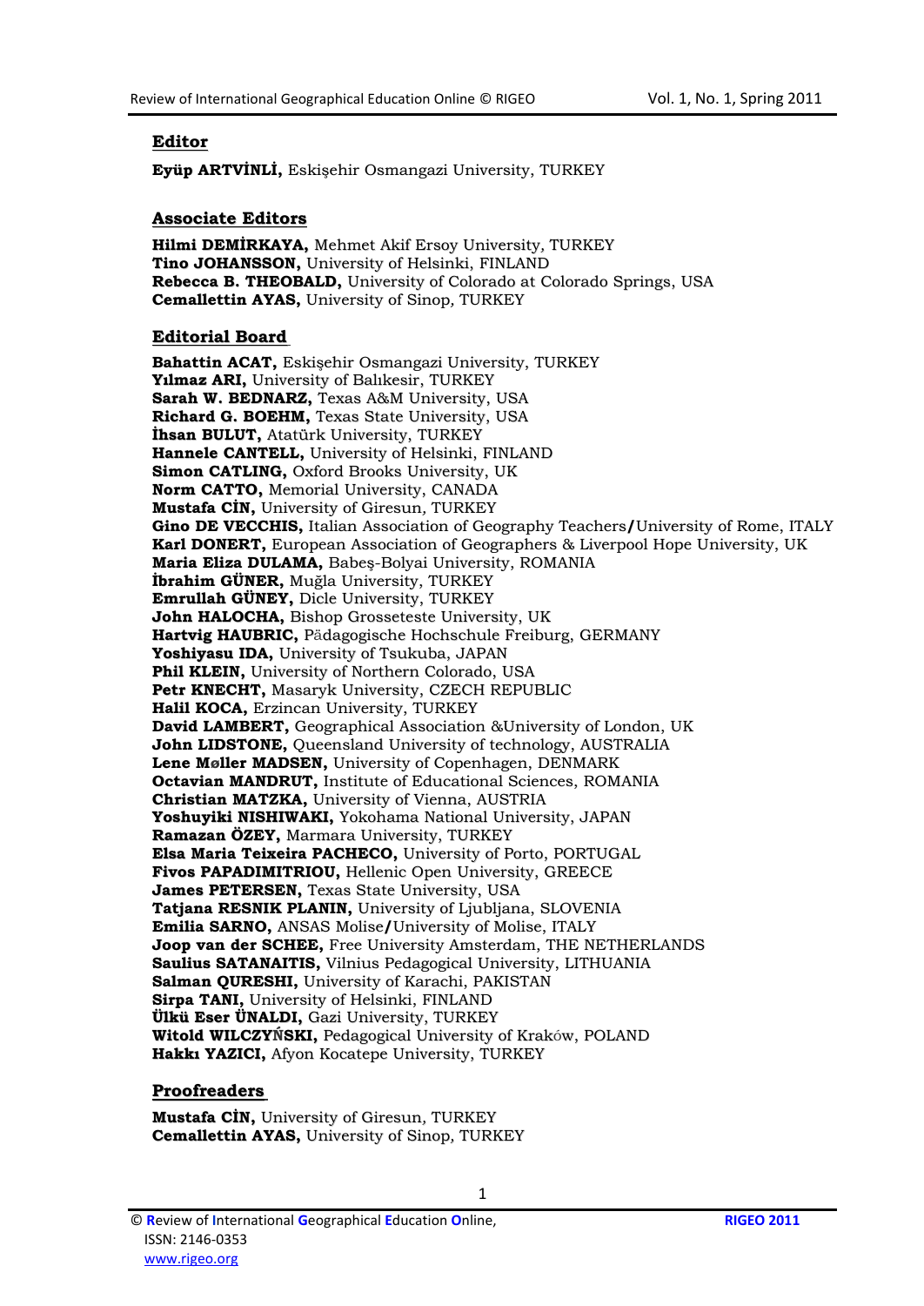## Editor

**Eyüp ARTVİNLİ,** Eskişehir Osmangazi University, TURKEY

## Associate Editors

**Hilmi DEMİRKAYA,** Mehmet Akif Ersoy University, TURKEY
**Tino JOHANSSON,** University of Helsinki, FINLAND
**Rebecca B. THEOBALD,** University of Colorado at Colorado Springs, USA
**Cemallettin AYAS,** University of Sinop, TURKEY

## Editorial Board

**Bahattin ACAT,** Eskişehir Osmangazi University, TURKEY
**Yılmaz ARI,** University of Balıkesir, TURKEY
**Sarah W. BEDNARZ,** Texas A&M University, USA
**Richard G. BOEHM,** Texas State University, USA
**İhsan BULUT,** Atatürk University, TURKEY
**Hannele CANTELL,** University of Helsinki, FINLAND
**Simon CATLING,** Oxford Brooks University, UK
**Norm CATTO,** Memorial University, CANADA
**Mustafa CİN,** University of Giresun, TURKEY
**Gino DE VECCHIS,** Italian Association of Geography Teachers/University of Rome, ITALY
**Karl DONERT,** European Association of Geographers & Liverpool Hope University, UK
**Maria Eliza DULAMA,** Babeş-Bolyai University, ROMANIA
**İbrahim GÜNER,** Muğla University, TURKEY
**Emrullah GÜNEY,** Dicle University, TURKEY
**John HALOCHA,** Bishop Grosseteste University, UK
**Hartvig HAUBRIC,** Pädagogische Hochschule Freiburg, GERMANY
**Yoshiyasu IDA,** University of Tsukuba, JAPAN
**Phil KLEIN,** University of Northern Colorado, USA
**Petr KNECHT,** Masaryk University, CZECH REPUBLIC
**Halil KOCA,** Erzincan University, TURKEY
**David LAMBERT,** Geographical Association &University of London, UK
**John LIDSTONE,** Queensland University of technology, AUSTRALIA
**Lene Møller MADSEN,** University of Copenhagen, DENMARK
**Octavian MANDRUT,** Institute of Educational Sciences, ROMANIA
**Christian MATZKA,** University of Vienna, AUSTRIA
**Yoshuyiki NISHIWAKI,** Yokohama National University, JAPAN
**Ramazan ÖZEY,** Marmara University, TURKEY
**Elsa Maria Teixeira PACHECO,** University of Porto, PORTUGAL
**Fivos PAPADIMITRIOU,** Hellenic Open University, GREECE
**James PETERSEN,** Texas State University, USA
**Tatjana RESNIK PLANIN,** University of Ljubljana, SLOVENIA
**Emilia SARNO,** ANSAS Molise/University of Molise, ITALY
**Joop van der SCHEE,** Free University Amsterdam, THE NETHERLANDS
**Saulius SATANAITIS,** Vilnius Pedagogical University, LITHUANIA
**Salman QURESHI,** University of Karachi, PAKISTAN
**Sirpa TANI,** University of Helsinki, FINLAND
**Ülkü Eser ÜNALDI,** Gazi University, TURKEY
**Witold WILCZYŃSKI,** Pedagogical University of Kraków, POLAND
**Hakkı YAZICI,** Afyon Kocatepe University, TURKEY

## Proofreaders

**Mustafa CİN,** University of Giresun, TURKEY
**Cemallettin AYAS,** University of Sinop, TURKEY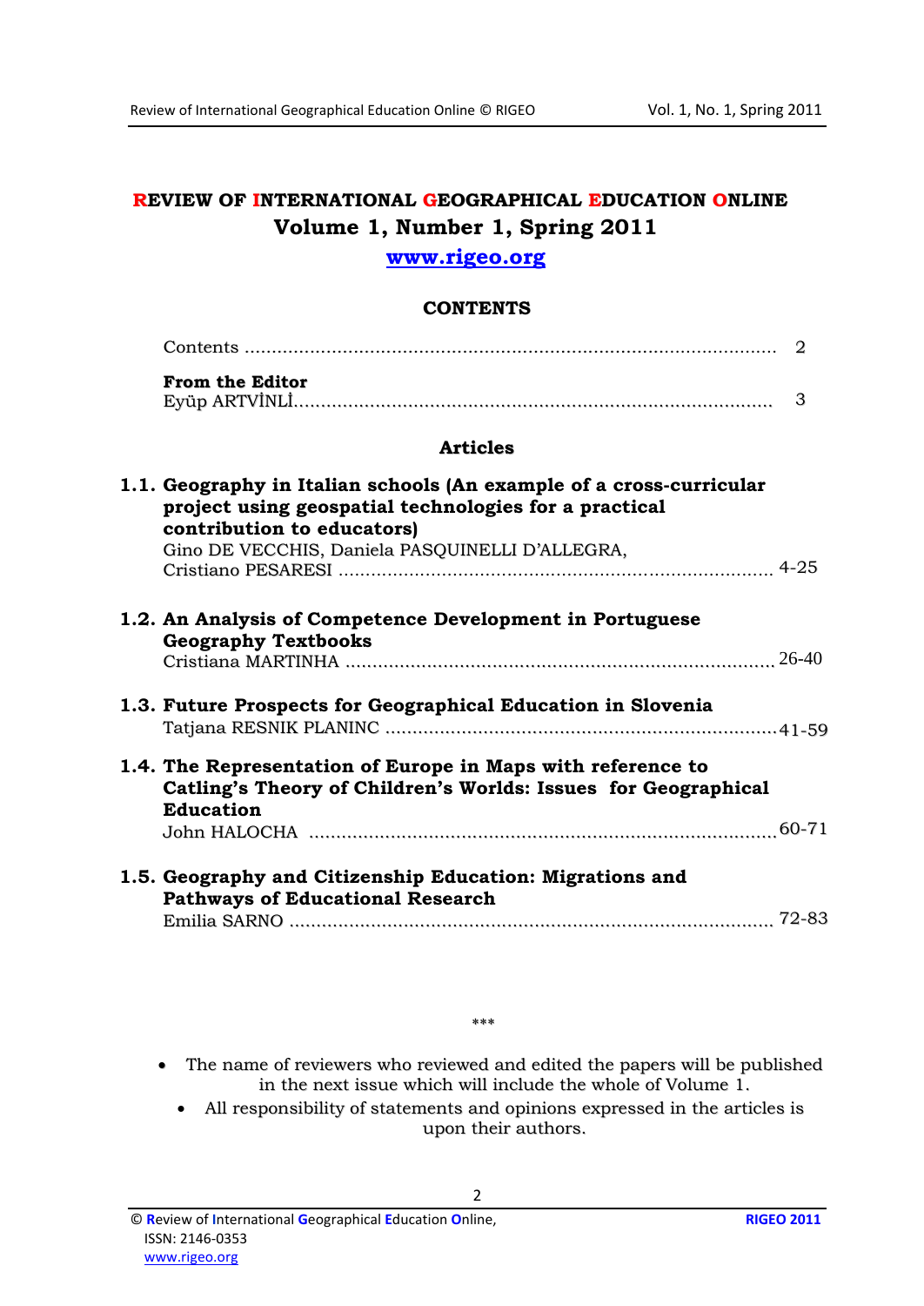# REVIEW OF INTERNATIONAL GEOGRAPHICAL EDUCATION ONLINE

## Volume 1, Number 1, Spring 2011

www.rigeo.org

### CONTENTS

Contents .......................................................................................... 2

**From the Editor**
Eyüp ARTVİNLİ.................................................................................. 3

### Articles

**1.1. Geography in Italian schools (An example of a cross-curricular project using geospatial technologies for a practical contribution to educators)**
Gino DE VECCHIS, Daniela PASQUINELLI D'ALLEGRA, Cristiano PESARESI ..................................................................... 4-25

**1.2. An Analysis of Competence Development in Portuguese Geography Textbooks**
Cristiana MARTINHA ......................................................................... 26-40

**1.3. Future Prospects for Geographical Education in Slovenia**
Tatjana RESNIK PLANINC ..................................................................41-59

**1.4. The Representation of Europe in Maps with reference to Catling's Theory of Children's Worlds: Issues for Geographical Education**
John HALOCHA ..................................................................................60-71

**1.5. Geography and Citizenship Education: Migrations and Pathways of Educational Research**
Emilia SARNO .................................................................................... 72-83

\*\*\*

- The name of reviewers who reviewed and edited the papers will be published in the next issue which will include the whole of Volume 1.
- All responsibility of statements and opinions expressed in the articles is upon their authors.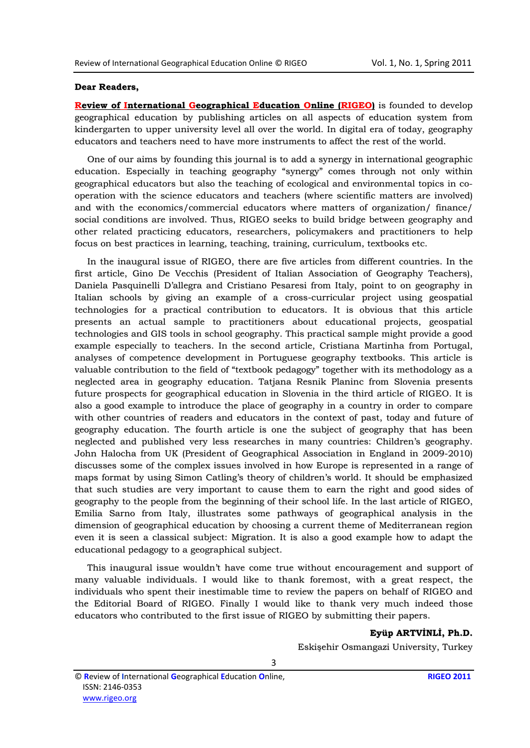**Dear Readers,**

**Review of International Geographical Education Online (RIGEO)** is founded to develop geographical education by publishing articles on all aspects of education system from kindergarten to upper university level all over the world. In digital era of today, geography educators and teachers need to have more instruments to affect the rest of the world.

One of our aims by founding this journal is to add a synergy in international geographic education. Especially in teaching geography "synergy" comes through not only within geographical educators but also the teaching of ecological and environmental topics in co-operation with the science educators and teachers (where scientific matters are involved) and with the economics/commercial educators where matters of organization/ finance/ social conditions are involved. Thus, RIGEO seeks to build bridge between geography and other related practicing educators, researchers, policymakers and practitioners to help focus on best practices in learning, teaching, training, curriculum, textbooks etc.

In the inaugural issue of RIGEO, there are five articles from different countries. In the first article, Gino De Vecchis (President of Italian Association of Geography Teachers), Daniela Pasquinelli D'allegra and Cristiano Pesaresi from Italy, point to on geography in Italian schools by giving an example of a cross-curricular project using geospatial technologies for a practical contribution to educators. It is obvious that this article presents an actual sample to practitioners about educational projects, geospatial technologies and GIS tools in school geography. This practical sample might provide a good example especially to teachers. In the second article, Cristiana Martinha from Portugal, analyses of competence development in Portuguese geography textbooks. This article is valuable contribution to the field of "textbook pedagogy" together with its methodology as a neglected area in geography education. Tatjana Resnik Planinc from Slovenia presents future prospects for geographical education in Slovenia in the third article of RIGEO. It is also a good example to introduce the place of geography in a country in order to compare with other countries of readers and educators in the context of past, today and future of geography education. The fourth article is one the subject of geography that has been neglected and published very less researches in many countries: Children's geography. John Halocha from UK (President of Geographical Association in England in 2009-2010) discusses some of the complex issues involved in how Europe is represented in a range of maps format by using Simon Catling's theory of children's world. It should be emphasized that such studies are very important to cause them to earn the right and good sides of geography to the people from the beginning of their school life. In the last article of RIGEO, Emilia Sarno from Italy, illustrates some pathways of geographical analysis in the dimension of geographical education by choosing a current theme of Mediterranean region even it is seen a classical subject: Migration. It is also a good example how to adapt the educational pedagogy to a geographical subject.

This inaugural issue wouldn't have come true without encouragement and support of many valuable individuals. I would like to thank foremost, with a great respect, the individuals who spent their inestimable time to review the papers on behalf of RIGEO and the Editorial Board of RIGEO. Finally I would like to thank very much indeed those educators who contributed to the first issue of RIGEO by submitting their papers.

**Eyüp ARTVİNLİ, Ph.D.**

Eskişehir Osmangazi University, Turkey